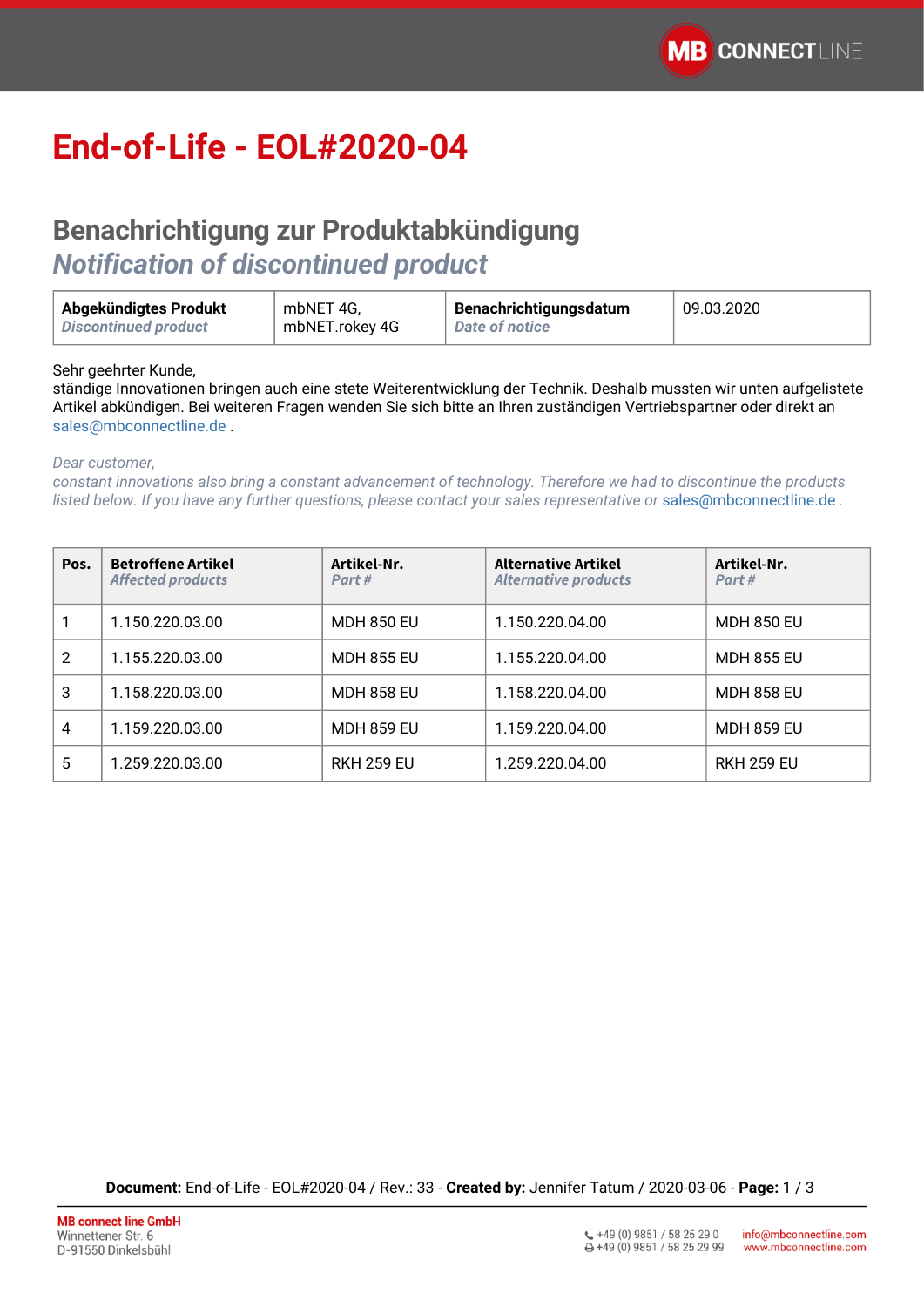# End-of-Life - EOL#2020-04

## Benachrichtigung zur Produktabkündigung

## *Notification of discontinued product*

| **Abgekündigtes Produkt** *Discontinued product* | mbNET 4G, mbNET.rokey 4G | **Benachrichtigungsdatum** *Date of notice* | 09.03.2020 |
|---|---|---|---|

Sehr geehrter Kunde,
ständige Innovationen bringen auch eine stete Weiterentwicklung der Technik. Deshalb mussten wir unten aufgelistete Artikel abkündigen. Bei weiteren Fragen wenden Sie sich bitte an Ihren zuständigen Vertriebspartner oder direkt an sales@mbconnectline.de .

*Dear customer,*
*constant innovations also bring a constant advancement of technology. Therefore we had to discontinue the products listed below. If you have any further questions, please contact your sales representative or* sales@mbconnectline.de .

| **Pos.** | **Betroffene Artikel** *Affected products* | **Artikel-Nr.** *Part #* | **Alternative Artikel** *Alternative products* | **Artikel-Nr.** *Part #* |
|---|---|---|---|---|
| 1 | 1.150.220.03.00 | MDH 850 EU | 1.150.220.04.00 | MDH 850 EU |
| 2 | 1.155.220.03.00 | MDH 855 EU | 1.155.220.04.00 | MDH 855 EU |
| 3 | 1.158.220.03.00 | MDH 858 EU | 1.158.220.04.00 | MDH 858 EU |
| 4 | 1.159.220.03.00 | MDH 859 EU | 1.159.220.04.00 | MDH 859 EU |
| 5 | 1.259.220.03.00 | RKH 259 EU | 1.259.220.04.00 | RKH 259 EU |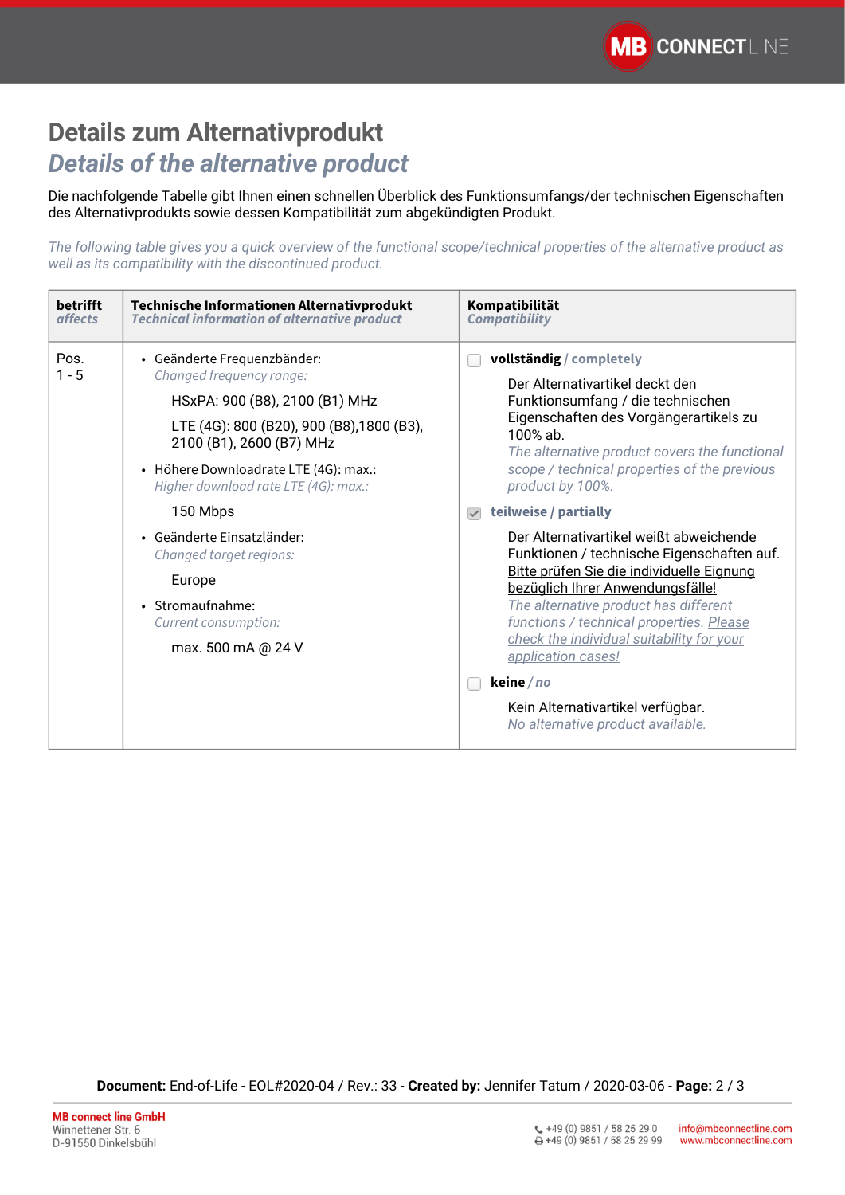# Details zum Alternativprodukt

## *Details of the alternative product*

Die nachfolgende Tabelle gibt Ihnen einen schnellen Überblick des Funktionsumfangs/der technischen Eigenschaften des Alternativprodukts sowie dessen Kompatibilität zum abgekündigten Produkt.

*The following table gives you a quick overview of the functional scope/technical properties of the alternative product as well as its compatibility with the discontinued product.*

| **betrifft** *affects* | **Technische Informationen Alternativprodukt** *Technical information of alternative product* | **Kompatibilität** *Compatibility* |
|---|---|---|
| Pos. 1 - 5 | • Geänderte Frequenzbänder: *Changed frequency range:* HSxPA: 900 (B8), 2100 (B1) MHz; LTE (4G): 800 (B20), 900 (B8),1800 (B3), 2100 (B1), 2600 (B7) MHz<br>• Höhere Downloadrate LTE (4G): max.: *Higher download rate LTE (4G): max.:* 150 Mbps<br>• Geänderte Einsatzländer: *Changed target regions:* Europe<br>• Stromaufnahme: *Current consumption:* max. 500 mA @ 24 V | ☐ **vollständig** / **completely**: Der Alternativartikel deckt den Funktionsumfang / die technischen Eigenschaften des Vorgängerartikels zu 100% ab. *The alternative product covers the functional scope / technical properties of the previous product by 100%.*<br>☑ **teilweise / partially**: Der Alternativartikel weißt abweichende Funktionen / technische Eigenschaften auf. Bitte prüfen Sie die individuelle Eignung bezüglich Ihrer Anwendungsfälle! *The alternative product has different functions / technical properties. Please check the individual suitability for your application cases!*<br>☐ **keine** / *no*: Kein Alternativartikel verfügbar. *No alternative product available.* |

**Document:** End-of-Life - EOL#2020-04 / Rev.: 33 - **Created by:** Jennifer Tatum / 2020-03-06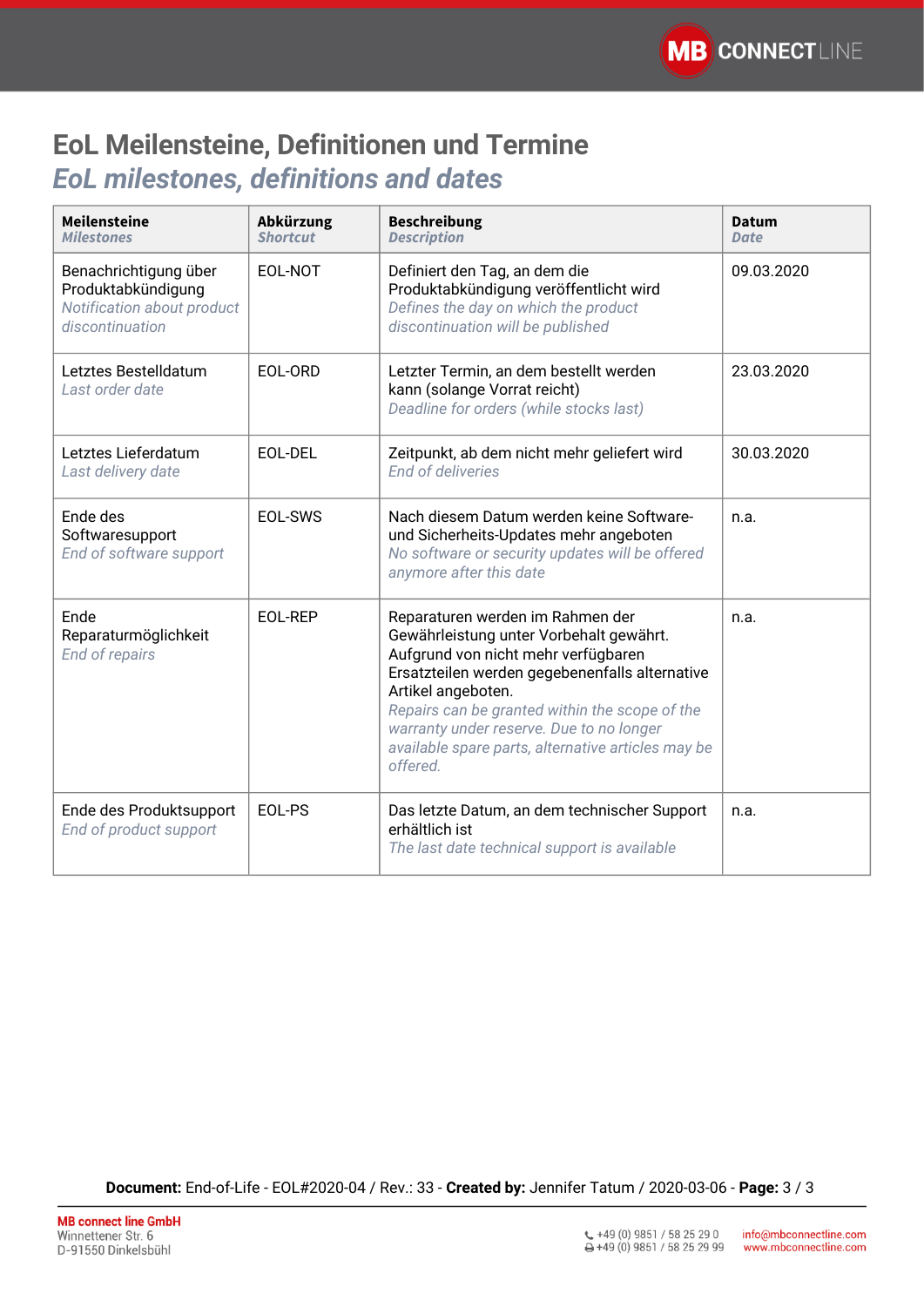# EoL Meilensteine, Definitionen und Termine

## *EoL milestones, definitions and dates*

| **Meilensteine** *Milestones* | **Abkürzung** *Shortcut* | **Beschreibung** *Description* | **Datum** *Date* |
|---|---|---|---|
| Benachrichtigung über Produktabkündigung *Notification about product discontinuation* | EOL-NOT | Definiert den Tag, an dem die Produktabkündigung veröffentlicht wird *Defines the day on which the product discontinuation will be published* | 09.03.2020 |
| Letztes Bestelldatum *Last order date* | EOL-ORD | Letzter Termin, an dem bestellt werden kann (solange Vorrat reicht) *Deadline for orders (while stocks last)* | 23.03.2020 |
| Letztes Lieferdatum *Last delivery date* | EOL-DEL | Zeitpunkt, ab dem nicht mehr geliefert wird *End of deliveries* | 30.03.2020 |
| Ende des Softwaresupport *End of software support* | EOL-SWS | Nach diesem Datum werden keine Software- und Sicherheits-Updates mehr angeboten *No software or security updates will be offered anymore after this date* | n.a. |
| Ende Reparaturmöglichkeit *End of repairs* | EOL-REP | Reparaturen werden im Rahmen der Gewährleistung unter Vorbehalt gewährt. Aufgrund von nicht mehr verfügbaren Ersatzteilen werden gegebenenfalls alternative Artikel angeboten. *Repairs can be granted within the scope of the warranty under reserve. Due to no longer available spare parts, alternative articles may be offered.* | n.a. |
| Ende des Produktsupport *End of product support* | EOL-PS | Das letzte Datum, an dem technischer Support erhältlich ist *The last date technical support is available* | n.a. |

**Document:** End-of-Life - EOL#2020-04 / Rev.: 33 - **Created by:** Jennifer Tatum / 2020-03-06